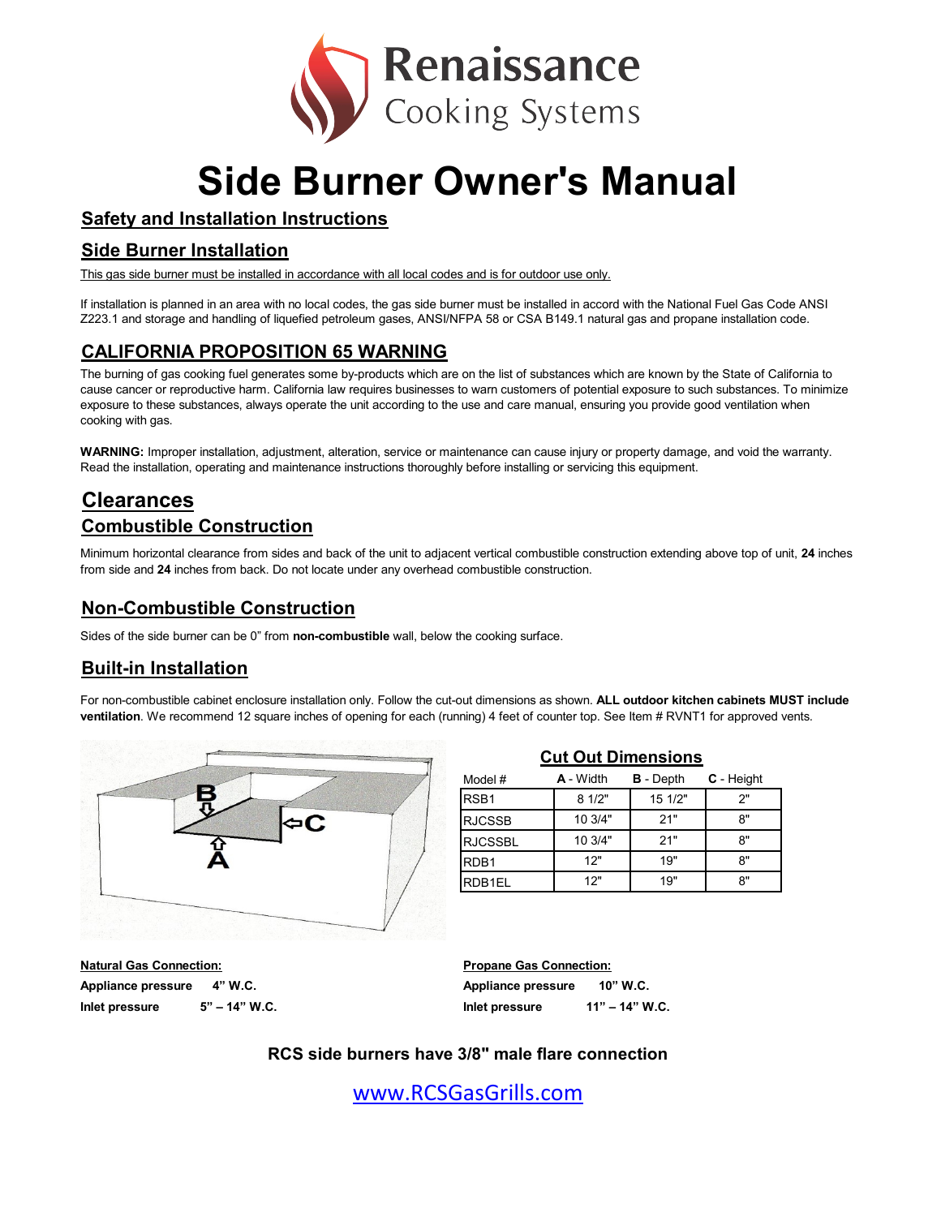# Renaissance Cooking Systems

# Side Burner Owner's Manual

## Safety and Installation Instructions

## Side Burner Installation

This gas side burner must be installed in accordance with all local codes and is for outdoor use only.

If installation is planned in an area with no local codes, the gas side burner must be installed in accord with the National Fuel Gas Code ANSI Z223.1 and storage and handling of liquefied petroleum gases, ANSI/NFPA 58 or CSA B149.1 natural gas and propane installation code.

## CALIFORNIA PROPOSITION 65 WARNING

The burning of gas cooking fuel generates some by-products which are on the list of substances which are known by the State of California to cause cancer or reproductive harm. California law requires businesses to warn customers of potential exposure to such substances. To minimize exposure to these substances, always operate the unit according to the use and care manual, ensuring you provide good ventilation when cooking with gas.

**WARNING:** Improper installation, adjustment, alteration, service or maintenance can cause injury or property damage, and void the warranty. Read the installation, operating and maintenance instructions thoroughly before installing or servicing this equipment.

## Clearances

### Combustible Construction

Minimum horizontal clearance from sides and back of the unit to adjacent vertical combustible construction extending above top of unit, **24** inches from side and **24** inches from back. Do not locate under any overhead combustible construction.

### Non-Combustible Construction

Sides of the side burner can be 0" from **non-combustible** wall, below the cooking surface.

### Built-in Installation

For non-combustible cabinet enclosure installation only. Follow the cut-out dimensions as shown. **ALL outdoor kitchen cabinets MUST include ventilation**. We recommend 12 square inches of opening for each (running) 4 feet of counter top. See Item # RVNT1 for approved vents.

B

C

A

#### Cut Out Dimensions

| Model # | **A** - Width | **B** - Depth | **C** - Height |
|---|---|---|---|
| RSB1 | 8 1/2" | 15 1/2" | 2" |
| RJCSSB | 10 3/4" | 21" | 8" |
| RJCSSBL | 10 3/4" | 21" | 8" |
| RDB1 | 12" | 19" | 8" |
| RDB1EL | 12" | 19" | 8" |

**Natural Gas Connection:**

**Appliance pressure** **4" W.C.**

**Inlet pressure** **5" – 14" W.C.**

**Propane Gas Connection:**

**Appliance pressure** **10" W.C.**

**Inlet pressure** **11" – 14" W.C.**

**RCS side burners have 3/8" male flare connection**

www.RCSGasGrills.com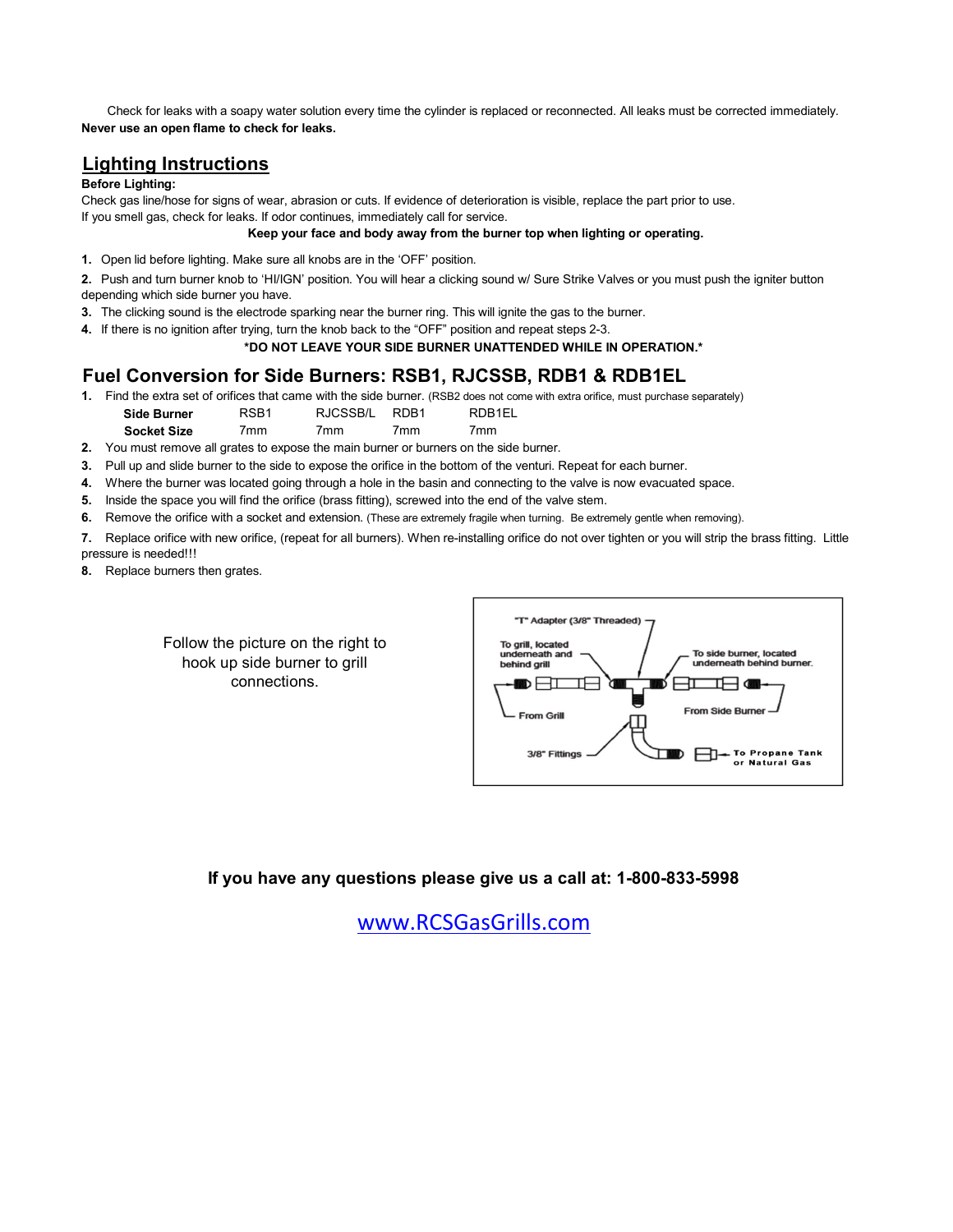Check for leaks with a soapy water solution every time the cylinder is replaced or reconnected. All leaks must be corrected immediately. **Never use an open flame to check for leaks.**

## Lighting Instructions

**Before Lighting:**

Check gas line/hose for signs of wear, abrasion or cuts. If evidence of deterioration is visible, replace the part prior to use.
If you smell gas, check for leaks. If odor continues, immediately call for service.

**Keep your face and body away from the burner top when lighting or operating.**

1. Open lid before lighting. Make sure all knobs are in the 'OFF' position.
2. Push and turn burner knob to 'HI/IGN' position. You will hear a clicking sound w/ Sure Strike Valves or you must push the igniter button depending which side burner you have.
3. The clicking sound is the electrode sparking near the burner ring. This will ignite the gas to the burner.
4. If there is no ignition after trying, turn the knob back to the "OFF" position and repeat steps 2-3.

**\*DO NOT LEAVE YOUR SIDE BURNER UNATTENDED WHILE IN OPERATION.\***

## Fuel Conversion for Side Burners: RSB1, RJCSSB, RDB1 & RDB1EL

1. Find the extra set of orifices that came with the side burner. (RSB2 does not come with extra orifice, must purchase separately)

| | | | | |
|---|---|---|---|---|
| **Side Burner** | RSB1 | RJCSSB/L | RDB1 | RDB1EL |
| **Socket Size** | 7mm | 7mm | 7mm | 7mm |

2. You must remove all grates to expose the main burner or burners on the side burner.
3. Pull up and slide burner to the side to expose the orifice in the bottom of the venturi. Repeat for each burner.
4. Where the burner was located going through a hole in the basin and connecting to the valve is now evacuated space.
5. Inside the space you will find the orifice (brass fitting), screwed into the end of the valve stem.
6. Remove the orifice with a socket and extension. (These are extremely fragile when turning. Be extremely gentle when removing).
7. Replace orifice with new orifice, (repeat for all burners). When re-installing orifice do not over tighten or you will strip the brass fitting. Little pressure is needed!!!
8. Replace burners then grates.

Follow the picture on the right to hook up side burner to grill connections.

"T" Adapter (3/8" Threaded)

To grill, located underneath and behind grill

To side burner, located underneath behind burner.

From Grill

From Side Burner

3/8" Fittings

To Propane Tank or Natural Gas

**If you have any questions please give us a call at: 1-800-833-5998**

www.RCSGasGrills.com